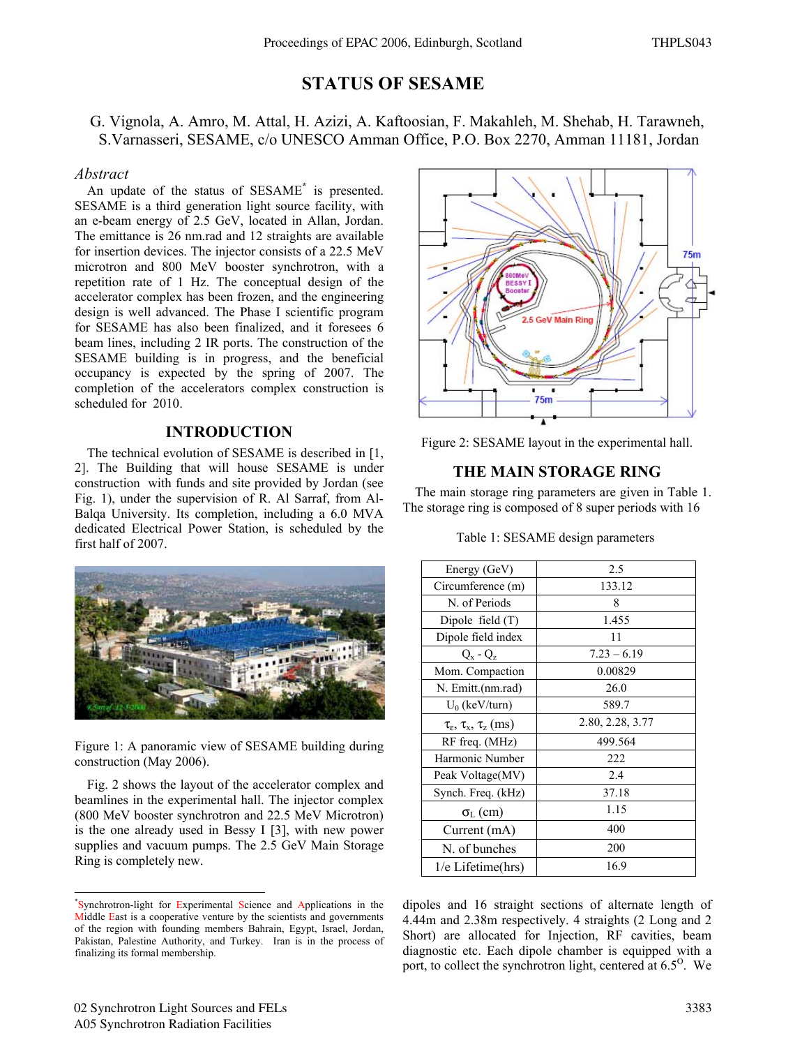# STATUS OF SESAME

G. Vignola, A. Amro, M. Attal, H. Azizi, A. Kaftoosian, F. Makahleh, M. Shehab, H. Tarawneh, S.Varnasseri, SESAME, c/o UNESCO Amman Office, P.O. Box 2270, Amman 11181, Jordan

## *Abstract*

An update of the status of SESAME* is presented. SESAME is a third generation light source facility, with an e-beam energy of 2.5 GeV, located in Allan, Jordan. The emittance is 26 nm.rad and 12 straights are available for insertion devices. The injector consists of a 22.5 MeV microtron and 800 MeV booster synchrotron, with a repetition rate of 1 Hz. The conceptual design of the accelerator complex has been frozen, and the engineering design is well advanced. The Phase I scientific program for SESAME has also been finalized, and it foresees 6 beam lines, including 2 IR ports. The construction of the SESAME building is in progress, and the beneficial occupancy is expected by the spring of 2007. The completion of the accelerators complex construction is scheduled for 2010.

## INTRODUCTION

The technical evolution of SESAME is described in [1, 2]. The Building that will house SESAME is under construction with funds and site provided by Jordan (see Fig. 1), under the supervision of R. Al Sarraf, from Al-Balqa University. Its completion, including a 6.0 MVA dedicated Electrical Power Station, is scheduled by the first half of 2007.

Figure 1: A panoramic view of SESAME building during construction (May 2006).

Fig. 2 shows the layout of the accelerator complex and beamlines in the experimental hall. The injector complex (800 MeV booster synchrotron and 22.5 MeV Microtron) is the one already used in Bessy I [3], with new power supplies and vacuum pumps. The 2.5 GeV Main Storage Ring is completely new.

Figure 2: SESAME layout in the experimental hall.

## THE MAIN STORAGE RING

The main storage ring parameters are given in Table 1. The storage ring is composed of 8 super periods with 16 dipoles and 16 straight sections of alternate length of 4.44m and 2.38m respectively. 4 straights (2 Long and 2 Short) are allocated for Injection, RF cavities, beam diagnostic etc. Each dipole chamber is equipped with a port, to collect the synchrotron light, centered at 6.5°. We

Table 1: SESAME design parameters

| Parameter | Value |
|---|---|
| Energy (GeV) | 2.5 |
| Circumference (m) | 133.12 |
| N. of Periods | 8 |
| Dipole field (T) | 1.455 |
| Dipole field index | 11 |
| $Q_x$ - $Q_z$ | 7.23 – 6.19 |
| Mom. Compaction | 0.00829 |
| N. Emitt.(nm.rad) | 26.0 |
| $U_0$ (keV/turn) | 589.7 |
| $\tau_\varepsilon$, $\tau_x$, $\tau_z$ (ms) | 2.80, 2.28, 3.77 |
| RF freq. (MHz) | 499.564 |
| Harmonic Number | 222 |
| Peak Voltage(MV) | 2.4 |
| Synch. Freq. (kHz) | 37.18 |
| $\sigma_L$ (cm) | 1.15 |
| Current (mA) | 400 |
| N. of bunches | 200 |
| 1/e Lifetime(hrs) | 16.9 |

*Synchrotron-light for Experimental Science and Applications in the Middle East is a cooperative venture by the scientists and governments of the region with founding members Bahrain, Egypt, Israel, Jordan, Pakistan, Palestine Authority, and Turkey. Iran is in the process of finalizing its formal membership.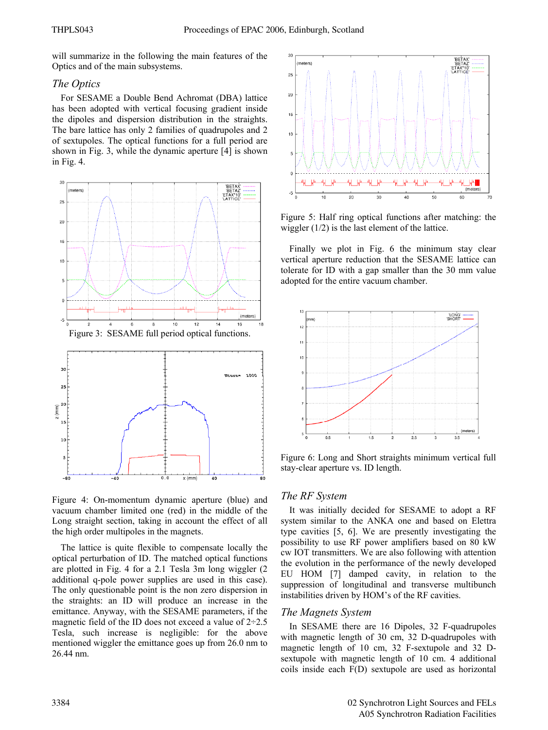will summarize in the following the main features of the Optics and of the main subsystems.

### *The Optics*

For SESAME a Double Bend Achromat (DBA) lattice has been adopted with vertical focusing gradient inside the dipoles and dispersion distribution in the straights. The bare lattice has only 2 families of quadrupoles and 2 of sextupoles. The optical functions for a full period are shown in Fig. 3, while the dynamic aperture [4] is shown in Fig. 4.

Figure 3: SESAME full period optical functions.

Figure 4: On-momentum dynamic aperture (blue) and vacuum chamber limited one (red) in the middle of the Long straight section, taking in account the effect of all the high order multipoles in the magnets.

The lattice is quite flexible to compensate locally the optical perturbation of ID. The matched optical functions are plotted in Fig. 4 for a 2.1 Tesla 3m long wiggler (2 additional q-pole power supplies are used in this case). The only questionable point is the non zero dispersion in the straights: an ID will produce an increase in the emittance. Anyway, with the SESAME parameters, if the magnetic field of the ID does not exceed a value of 2÷2.5 Tesla, such increase is negligible: for the above mentioned wiggler the emittance goes up from 26.0 nm to 26.44 nm.

Figure 5: Half ring optical functions after matching: the wiggler (1/2) is the last element of the lattice.

Finally we plot in Fig. 6 the minimum stay clear vertical aperture reduction that the SESAME lattice can tolerate for ID with a gap smaller than the 30 mm value adopted for the entire vacuum chamber.

Figure 6: Long and Short straights minimum vertical full stay-clear aperture vs. ID length.

### *The RF System*

It was initially decided for SESAME to adopt a RF system similar to the ANKA one and based on Elettra type cavities [5, 6]. We are presently investigating the possibility to use RF power amplifiers based on 80 kW cw IOT transmitters. We are also following with attention the evolution in the performance of the newly developed EU HOM [7] damped cavity, in relation to the suppression of longitudinal and transverse multibunch instabilities driven by HOM's of the RF cavities.

### *The Magnets System*

In SESAME there are 16 Dipoles, 32 F-quadrupoles with magnetic length of 30 cm, 32 D-quadrupoles with magnetic length of 10 cm, 32 F-sextupole and 32 D-sextupole with magnetic length of 10 cm. 4 additional coils inside each F(D) sextupole are used as horizontal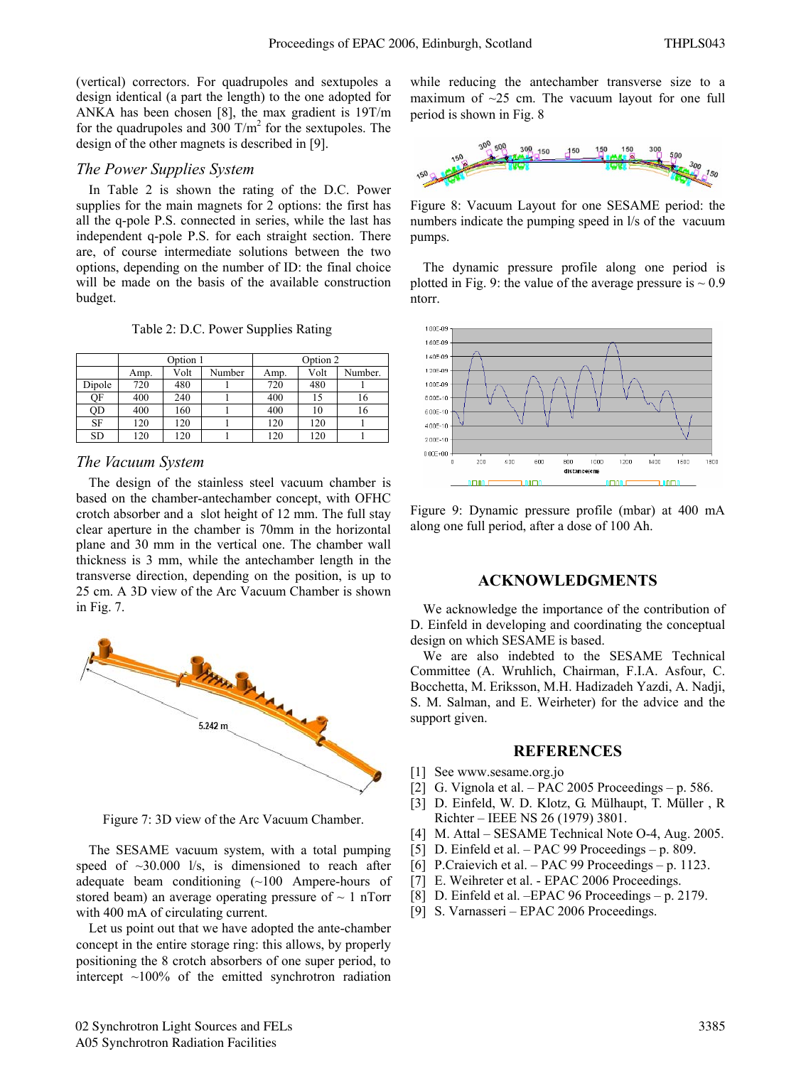(vertical) correctors. For quadrupoles and sextupoles a design identical (a part the length) to the one adopted for ANKA has been chosen [8], the max gradient is 19T/m for the quadrupoles and 300 T/m$^2$ for the sextupoles. The design of the other magnets is described in [9].

### *The Power Supplies System*

In Table 2 is shown the rating of the D.C. Power supplies for the main magnets for 2 options: the first has all the q-pole P.S. connected in series, while the last has independent q-pole P.S. for each straight section. There are, of course intermediate solutions between the two options, depending on the number of ID: the final choice will be made on the basis of the available construction budget.

Table 2: D.C. Power Supplies Rating

| | Option 1 | | | Option 2 | | |
|---|---|---|---|---|---|---|
| | Amp. | Volt | Number | Amp. | Volt | Number. |
| Dipole | 720 | 480 | 1 | 720 | 480 | 1 |
| QF | 400 | 240 | 1 | 400 | 15 | 16 |
| QD | 400 | 160 | 1 | 400 | 10 | 16 |
| SF | 120 | 120 | 1 | 120 | 120 | 1 |
| SD | 120 | 120 | 1 | 120 | 120 | 1 |

### *The Vacuum System*

The design of the stainless steel vacuum chamber is based on the chamber-antechamber concept, with OFHC crotch absorber and a slot height of 12 mm. The full stay clear aperture in the chamber is 70mm in the horizontal plane and 30 mm in the vertical one. The chamber wall thickness is 3 mm, while the antechamber length in the transverse direction, depending on the position, is up to 25 cm. A 3D view of the Arc Vacuum Chamber is shown in Fig. 7.

5.242 m

Figure 7: 3D view of the Arc Vacuum Chamber.

The SESAME vacuum system, with a total pumping speed of ~30.000 l/s, is dimensioned to reach after adequate beam conditioning (~100 Ampere-hours of stored beam) an average operating pressure of ~ 1 nTorr with 400 mA of circulating current.

Let us point out that we have adopted the ante-chamber concept in the entire storage ring: this allows, by properly positioning the 8 crotch absorbers of one super period, to intercept ~100% of the emitted synchrotron radiation while reducing the antechamber transverse size to a maximum of ~25 cm. The vacuum layout for one full period is shown in Fig. 8

150 150 300 500 300 150 150 150 150 300 500 300 150

Figure 8: Vacuum Layout for one SESAME period: the numbers indicate the pumping speed in l/s of the vacuum pumps.

The dynamic pressure profile along one period is plotted in Fig. 9: the value of the average pressure is ~ 0.9 ntorr.

2.00E-09
1.80E-09
1.60E-09
1.40E-09
1.20E-09
1.00E-09
8.00E-10
6.00E-10
4.00E-10
2.00E-10
0.00E+00

0 200 400 600 800 1000 1200 1400 1600 1800

distance(cm)

Figure 9: Dynamic pressure profile (mbar) at 400 mA along one full period, after a dose of 100 Ah.

## ACKNOWLEDGMENTS

We acknowledge the importance of the contribution of D. Einfeld in developing and coordinating the conceptual design on which SESAME is based.

We are also indebted to the SESAME Technical Committee (A. Wruhlich, Chairman, F.I.A. Asfour, C. Bocchetta, M. Eriksson, M.H. Hadizadeh Yazdi, A. Nadji, S. M. Salman, and E. Weirheter) for the advice and the support given.

## REFERENCES

[1] See www.sesame.org.jo
[2] G. Vignola et al. – PAC 2005 Proceedings – p. 586.
[3] D. Einfeld, W. D. Klotz, G. Mülhaupt, T. Müller , R Richter – IEEE NS 26 (1979) 3801.
[4] M. Attal – SESAME Technical Note O-4, Aug. 2005.
[5] D. Einfeld et al. – PAC 99 Proceedings – p. 809.
[6] P.Craievich et al. – PAC 99 Proceedings – p. 1123.
[7] E. Weihreter et al. - EPAC 2006 Proceedings.
[8] D. Einfeld et al. –EPAC 96 Proceedings – p. 2179.
[9] S. Varnasseri – EPAC 2006 Proceedings.